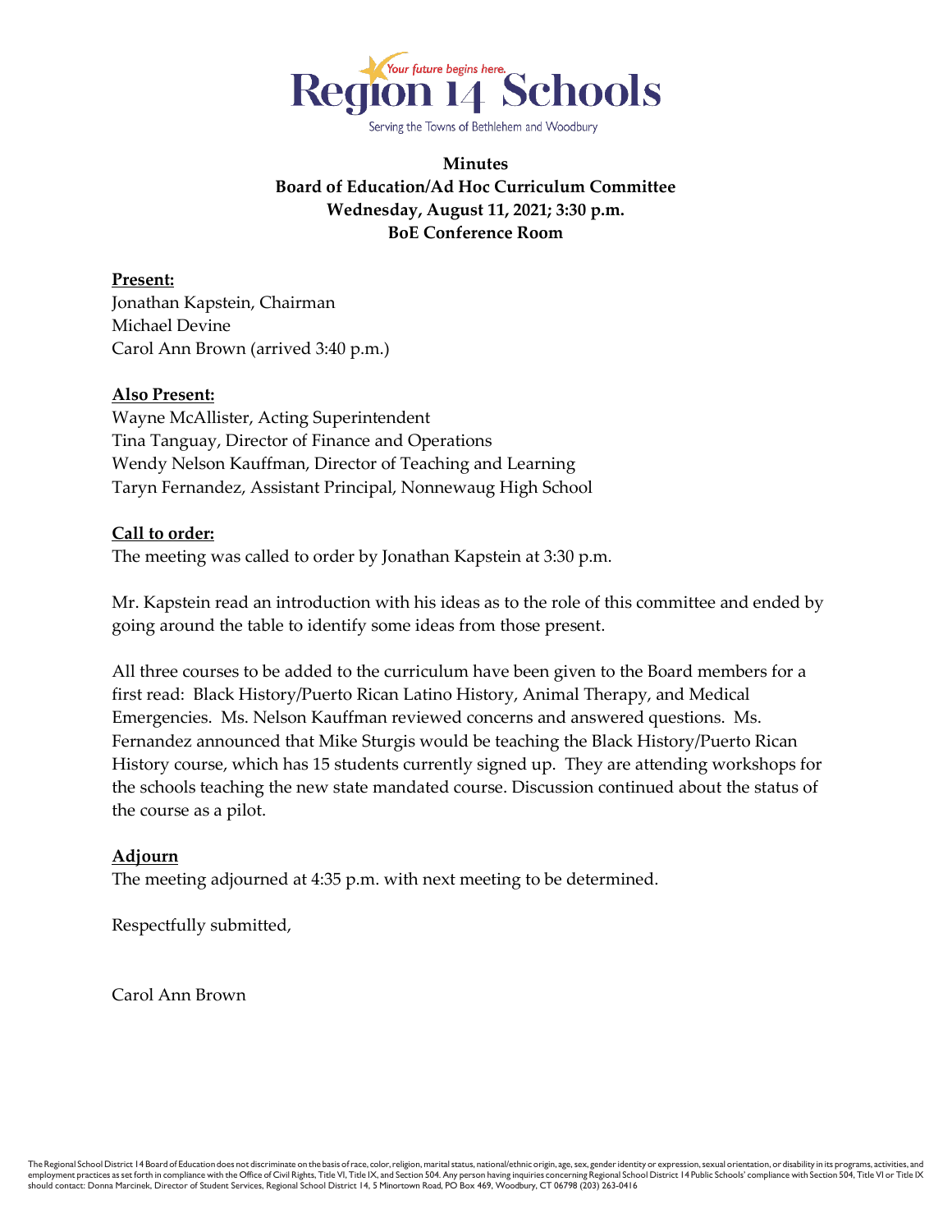Region 14 Schools

Your future begins here.

Serving the Towns of Bethlehem and Woodbury

# Minutes
## Board of Education/Ad Hoc Curriculum Committee
## Wednesday, August 11, 2021; 3:30 p.m.
## BoE Conference Room

**Present:**
Jonathan Kapstein, Chairman
Michael Devine
Carol Ann Brown (arrived 3:40 p.m.)

**Also Present:**
Wayne McAllister, Acting Superintendent
Tina Tanguay, Director of Finance and Operations
Wendy Nelson Kauffman, Director of Teaching and Learning
Taryn Fernandez, Assistant Principal, Nonnewaug High School

**Call to order:**
The meeting was called to order by Jonathan Kapstein at 3:30 p.m.

Mr. Kapstein read an introduction with his ideas as to the role of this committee and ended by going around the table to identify some ideas from those present.

All three courses to be added to the curriculum have been given to the Board members for a first read: Black History/Puerto Rican Latino History, Animal Therapy, and Medical Emergencies. Ms. Nelson Kauffman reviewed concerns and answered questions. Ms. Fernandez announced that Mike Sturgis would be teaching the Black History/Puerto Rican History course, which has 15 students currently signed up. They are attending workshops for the schools teaching the new state mandated course. Discussion continued about the status of the course as a pilot.

**Adjourn**
The meeting adjourned at 4:35 p.m. with next meeting to be determined.

Respectfully submitted,

Carol Ann Brown

The Regional School District 14 Board of Education does not discriminate on the basis of race, color, religion, marital status, national/ethnic origin, age, sex, gender identity or expression, sexual orientation, or disability in its programs, activities, and employment practices as set forth in compliance with the Office of Civil Rights, Title VI, Title IX, and Section 504. Any person having inquiries concerning Regional School District 14 Public Schools' compliance with Section 504, Title VI or Title IX should contact: Donna Marcinek, Director of Student Services, Regional School District 14, 5 Minortown Road, PO Box 469, Woodbury, CT 06798 (203) 263-0416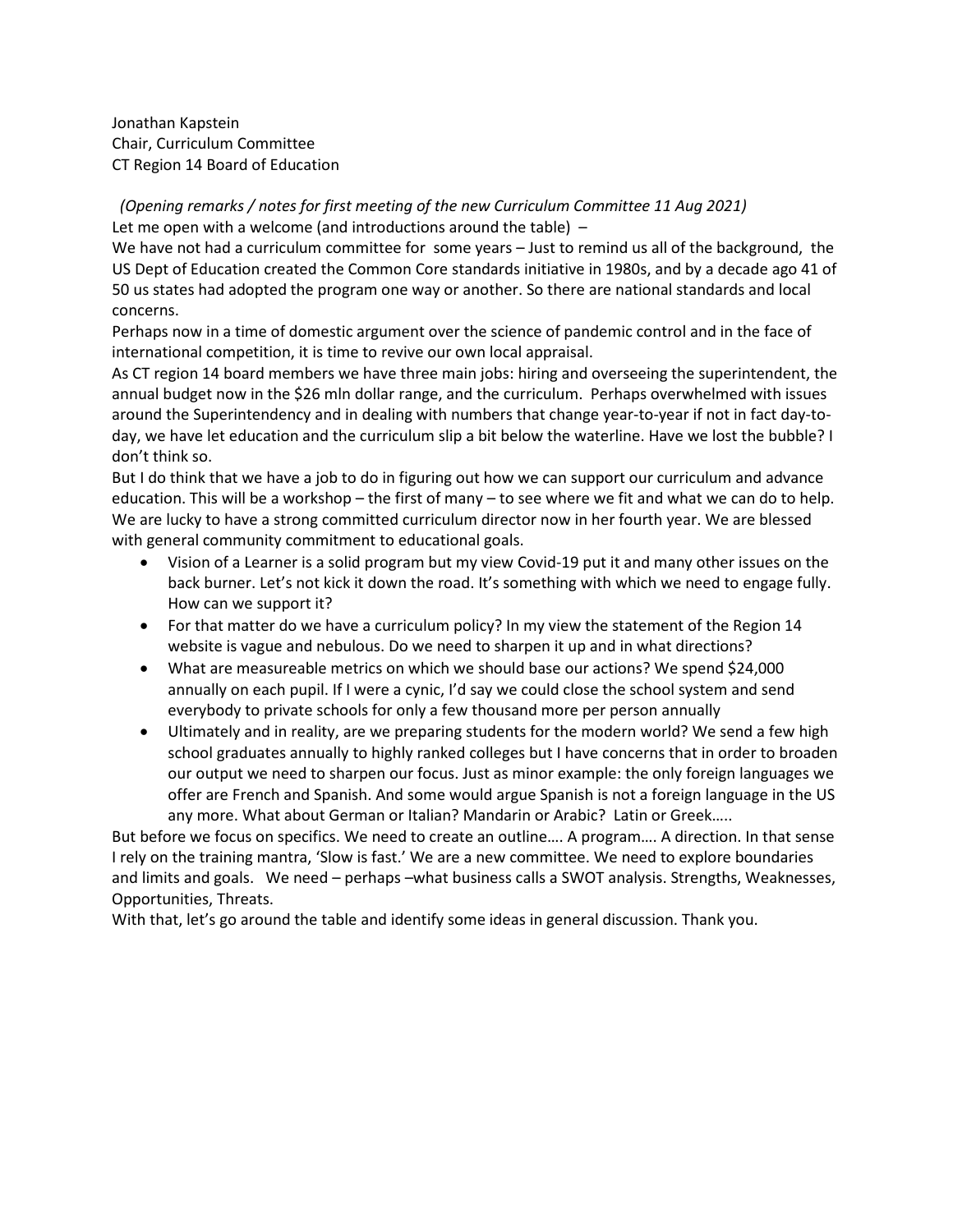Jonathan Kapstein
Chair, Curriculum Committee
CT Region 14 Board of Education

*(Opening remarks / notes for first meeting of the new Curriculum Committee 11 Aug 2021)*

Let me open with a welcome (and introductions around the table) –

We have not had a curriculum committee for some years – Just to remind us all of the background, the US Dept of Education created the Common Core standards initiative in 1980s, and by a decade ago 41 of 50 us states had adopted the program one way or another. So there are national standards and local concerns.

Perhaps now in a time of domestic argument over the science of pandemic control and in the face of international competition, it is time to revive our own local appraisal.

As CT region 14 board members we have three main jobs: hiring and overseeing the superintendent, the annual budget now in the $26 mln dollar range, and the curriculum. Perhaps overwhelmed with issues around the Superintendency and in dealing with numbers that change year-to-year if not in fact day-to-day, we have let education and the curriculum slip a bit below the waterline. Have we lost the bubble? I don't think so.

But I do think that we have a job to do in figuring out how we can support our curriculum and advance education. This will be a workshop – the first of many – to see where we fit and what we can do to help. We are lucky to have a strong committed curriculum director now in her fourth year. We are blessed with general community commitment to educational goals.

- Vision of a Learner is a solid program but my view Covid-19 put it and many other issues on the back burner. Let's not kick it down the road. It's something with which we need to engage fully. How can we support it?
- For that matter do we have a curriculum policy? In my view the statement of the Region 14 website is vague and nebulous. Do we need to sharpen it up and in what directions?
- What are measureable metrics on which we should base our actions? We spend $24,000 annually on each pupil. If I were a cynic, I'd say we could close the school system and send everybody to private schools for only a few thousand more per person annually
- Ultimately and in reality, are we preparing students for the modern world? We send a few high school graduates annually to highly ranked colleges but I have concerns that in order to broaden our output we need to sharpen our focus. Just as minor example: the only foreign languages we offer are French and Spanish. And some would argue Spanish is not a foreign language in the US any more. What about German or Italian? Mandarin or Arabic? Latin or Greek…..

But before we focus on specifics. We need to create an outline…. A program…. A direction. In that sense I rely on the training mantra, 'Slow is fast.' We are a new committee. We need to explore boundaries and limits and goals. We need – perhaps –what business calls a SWOT analysis. Strengths, Weaknesses, Opportunities, Threats.

With that, let's go around the table and identify some ideas in general discussion. Thank you.